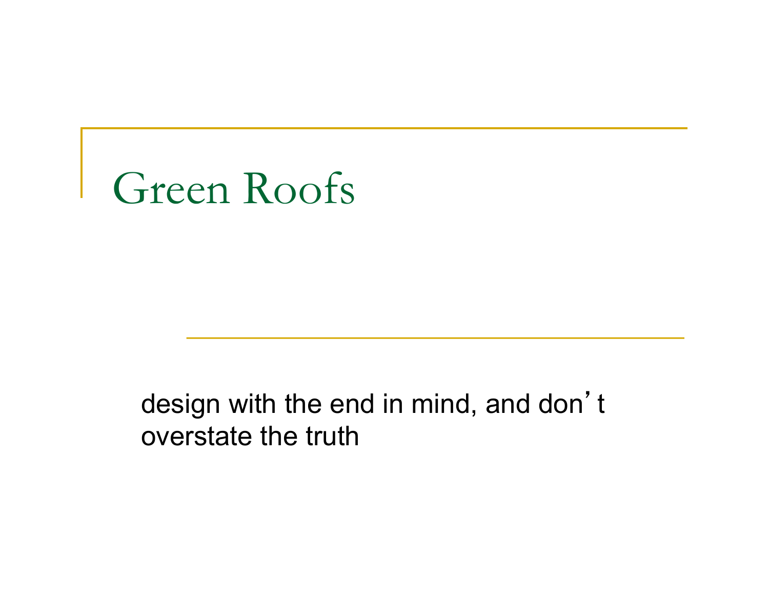# Green Roofs

design with the end in mind, and don't overstate the truth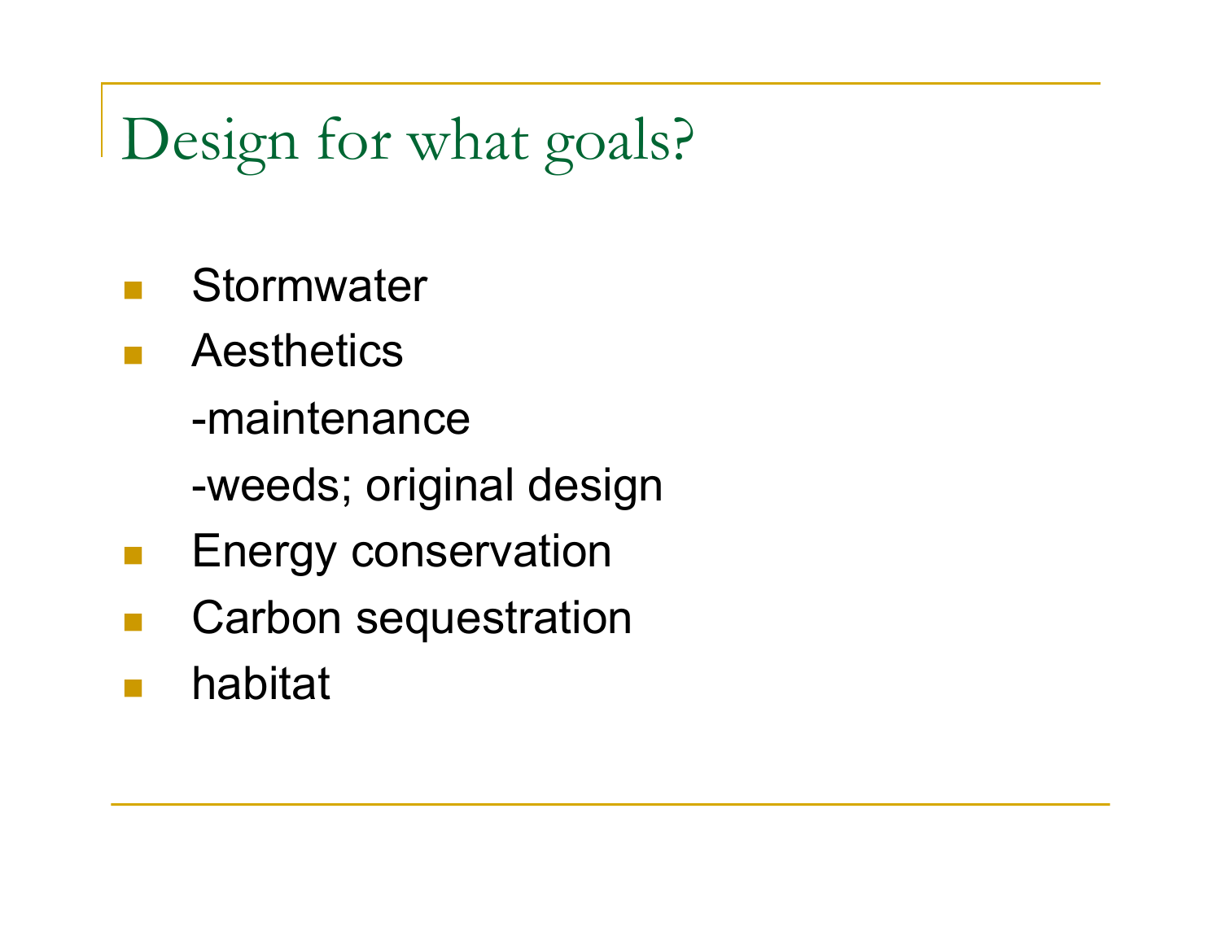# Design for what goals?

- Stormwater
- Aesthetics
  - -maintenance
  - -weeds; original design
- Energy conservation
- Carbon sequestration
- habitat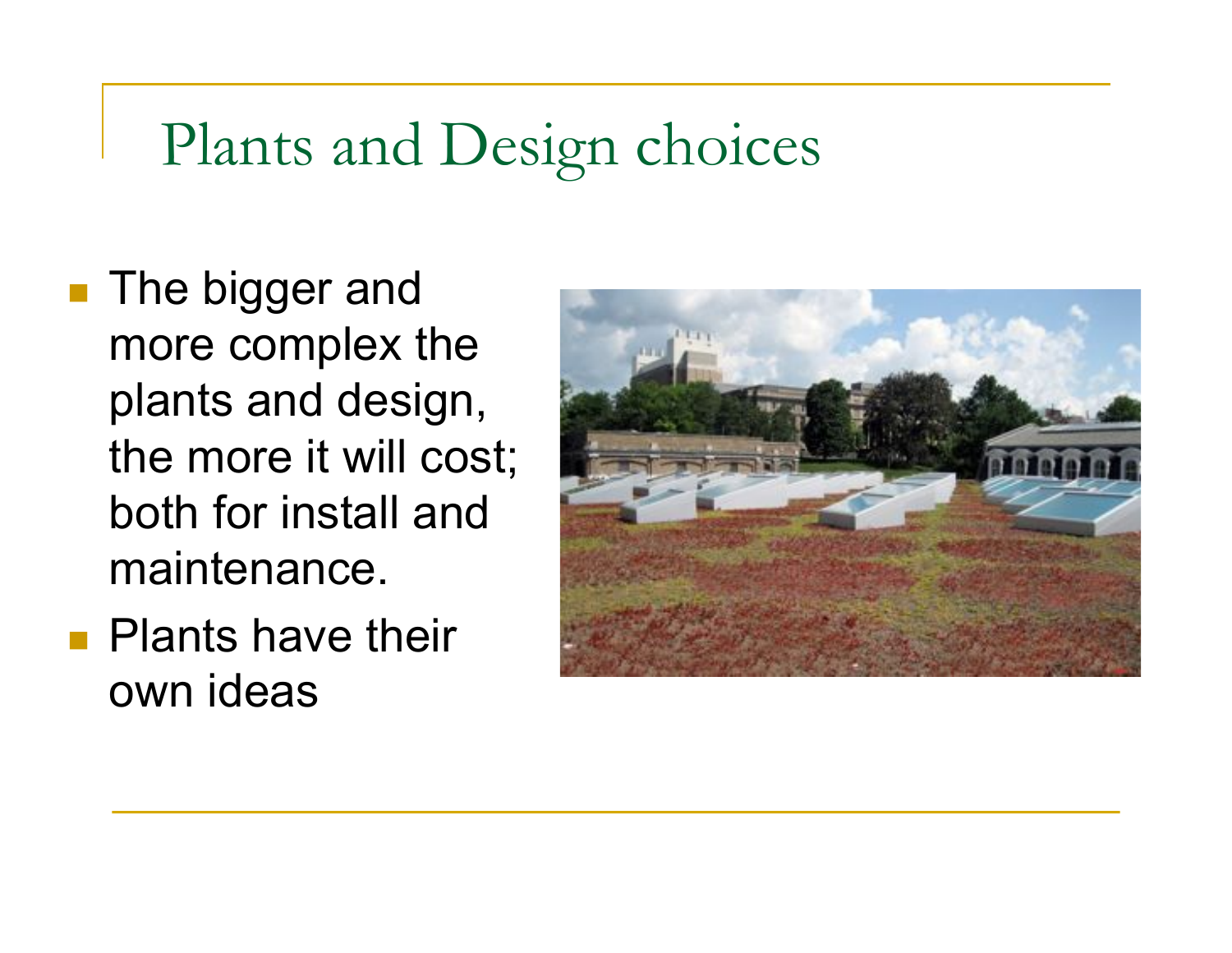# Plants and Design choices

- The bigger and more complex the plants and design, the more it will cost; both for install and maintenance.
- Plants have their own ideas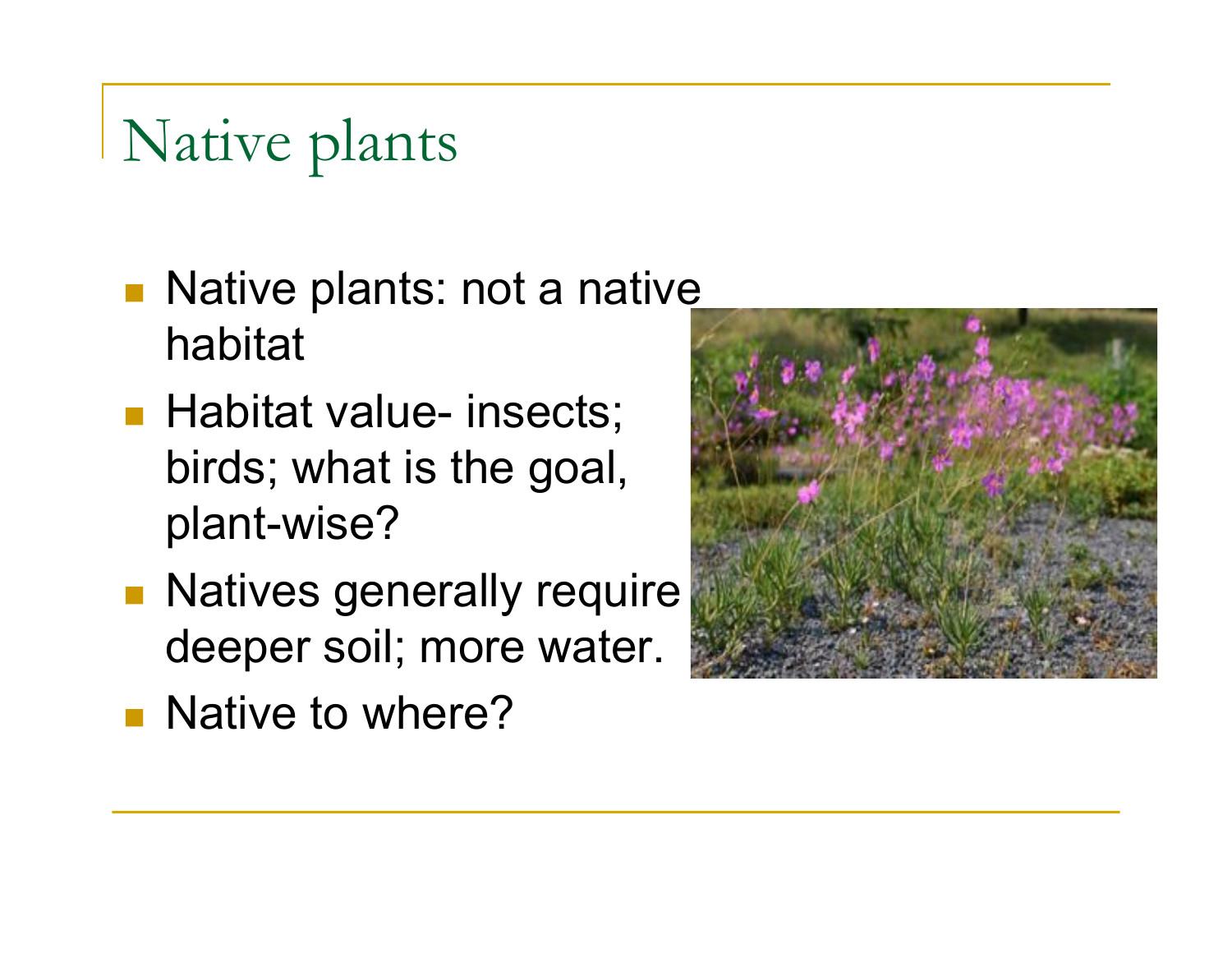# Native plants

- Native plants: not a native habitat
- Habitat value- insects; birds; what is the goal, plant-wise?
- Natives generally require deeper soil; more water.
- Native to where?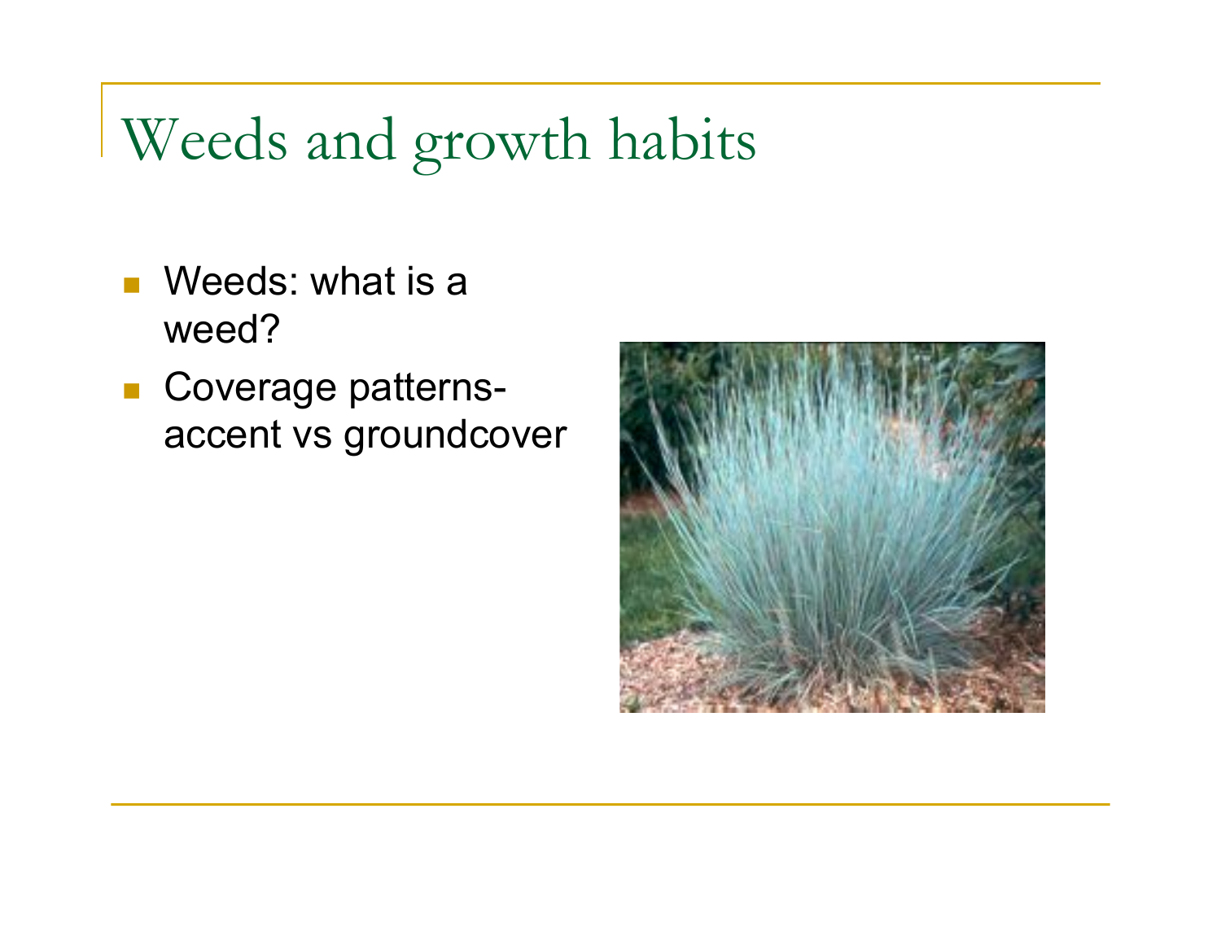# Weeds and growth habits

- Weeds: what is a weed?
- Coverage patterns- accent vs groundcover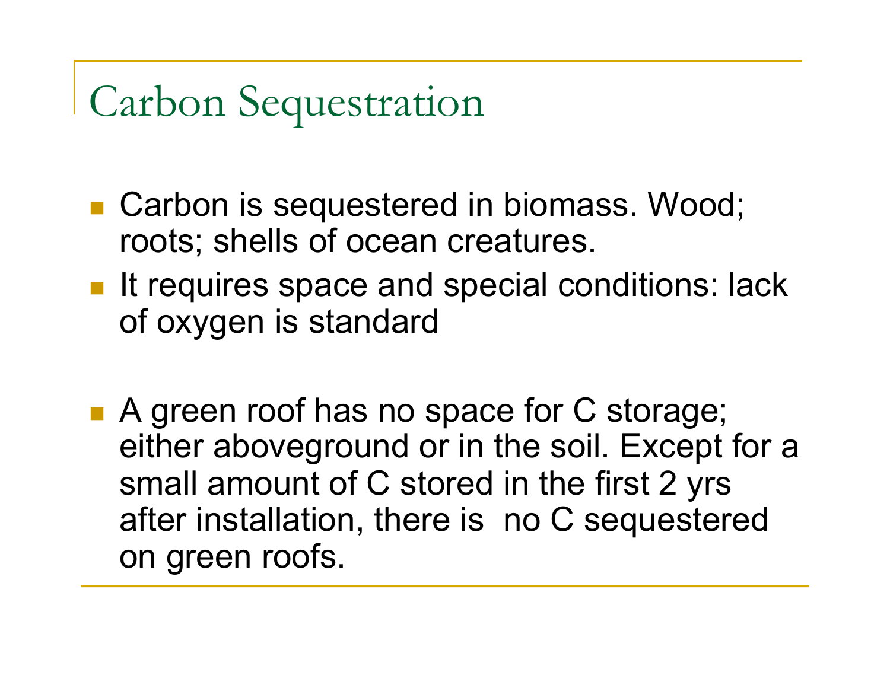# Carbon Sequestration

- Carbon is sequestered in biomass. Wood; roots; shells of ocean creatures.
- It requires space and special conditions: lack of oxygen is standard

- A green roof has no space for C storage; either aboveground or in the soil. Except for a small amount of C stored in the first 2 yrs after installation, there is no C sequestered on green roofs.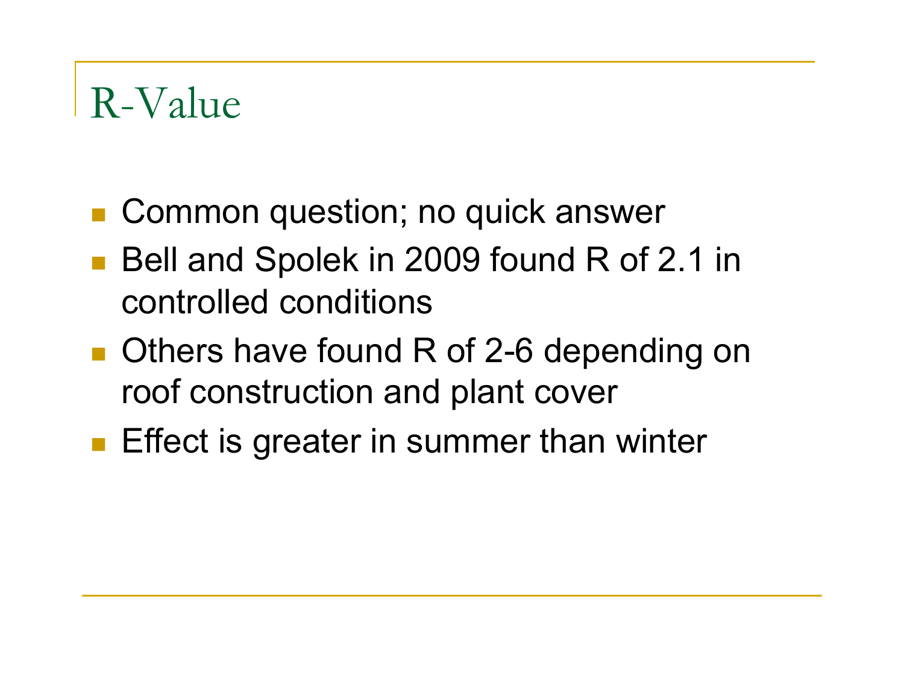# R-Value

- Common question; no quick answer
- Bell and Spolek in 2009 found R of 2.1 in controlled conditions
- Others have found R of 2-6 depending on roof construction and plant cover
- Effect is greater in summer than winter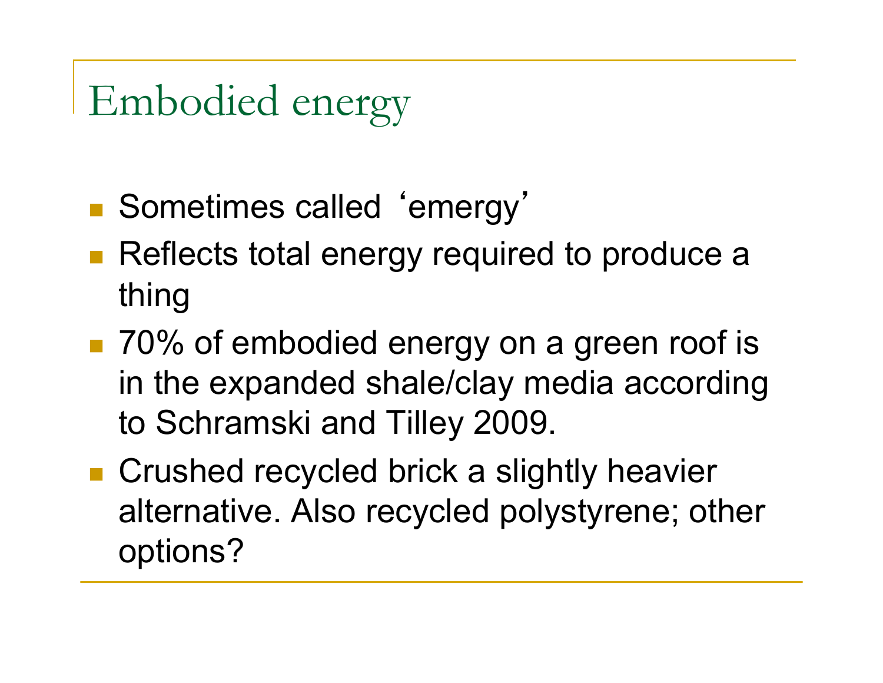# Embodied energy

- Sometimes called ‘emergy’
- Reflects total energy required to produce a thing
- 70% of embodied energy on a green roof is in the expanded shale/clay media according to Schramski and Tilley 2009.
- Crushed recycled brick a slightly heavier alternative. Also recycled polystyrene; other options?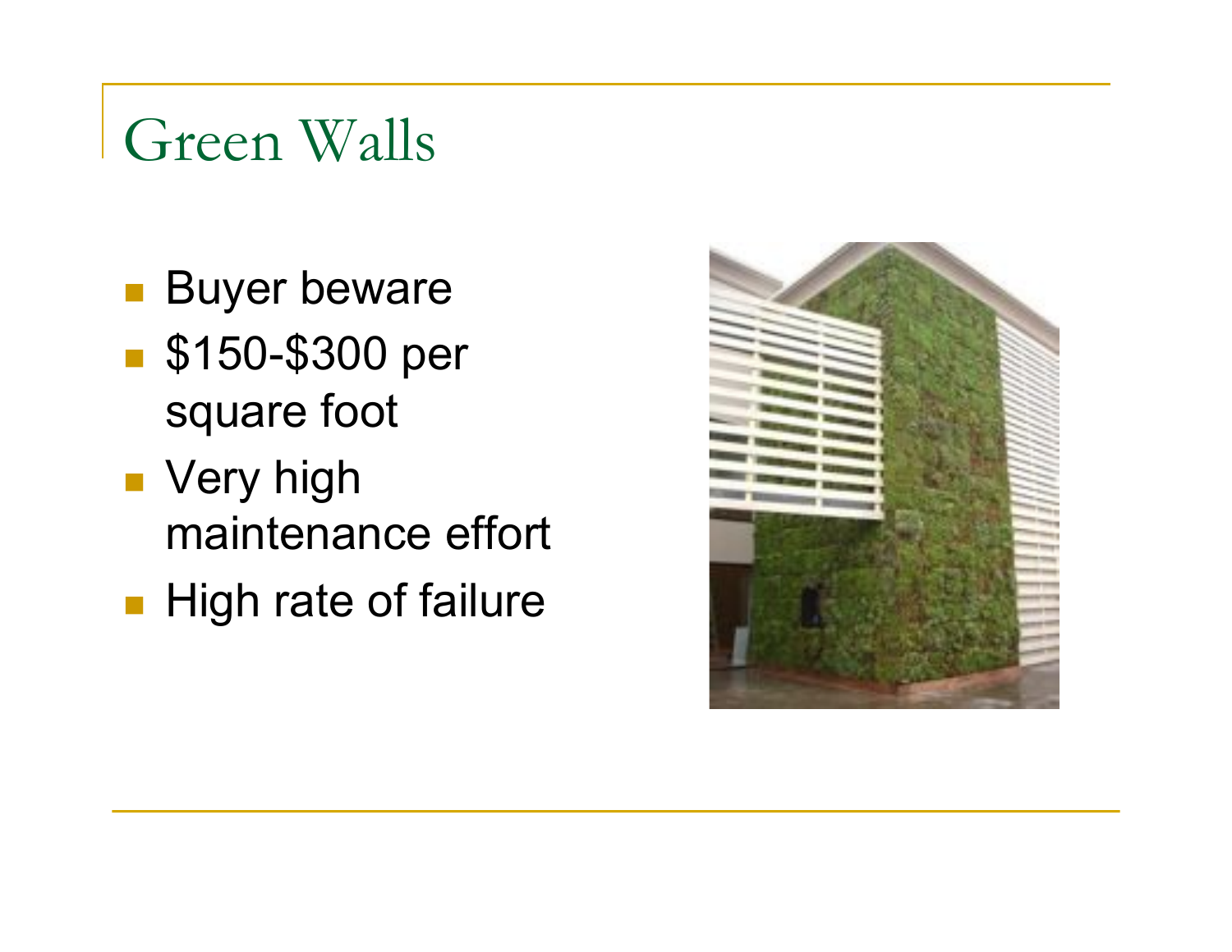# Green Walls

- Buyer beware
- $150-$300 per square foot
- Very high maintenance effort
- High rate of failure